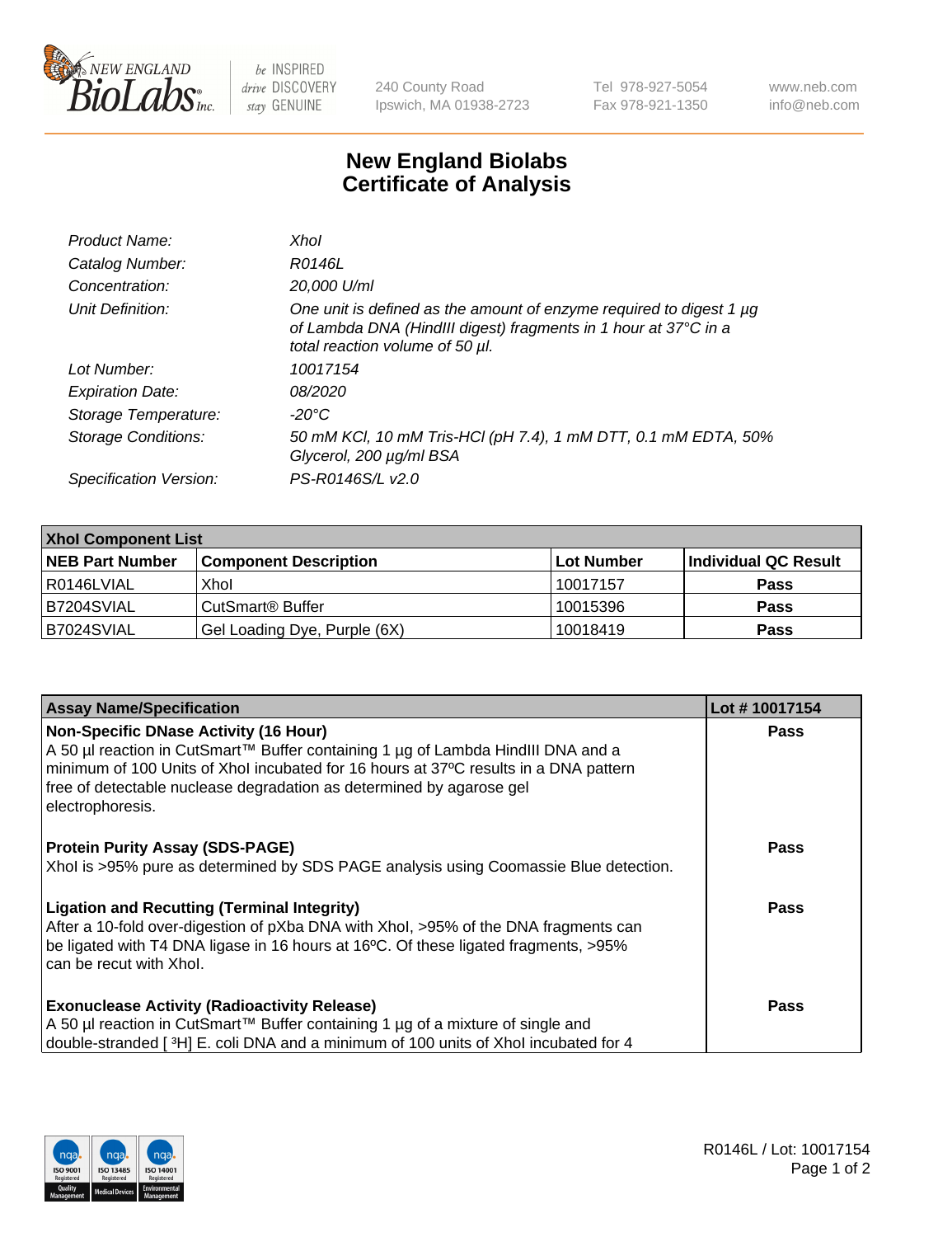# New England Biolabs Certificate of Analysis

| | |
|---|---|
| *Product Name:* | *XhoI* |
| *Catalog Number:* | *R0146L* |
| *Concentration:* | *20,000 U/ml* |
| *Unit Definition:* | *One unit is defined as the amount of enzyme required to digest 1 µg of Lambda DNA (HindIII digest) fragments in 1 hour at 37°C in a total reaction volume of 50 µl.* |
| *Lot Number:* | *10017154* |
| *Expiration Date:* | *08/2020* |
| *Storage Temperature:* | *-20°C* |
| *Storage Conditions:* | *50 mM KCl, 10 mM Tris-HCl (pH 7.4), 1 mM DTT, 0.1 mM EDTA, 50% Glycerol, 200 µg/ml BSA* |
| *Specification Version:* | *PS-R0146S/L v2.0* |

| XhoI Component List | | | |
|---|---|---|---|
| **NEB Part Number** | **Component Description** | **Lot Number** | **Individual QC Result** |
| R0146LVIAL | XhoI | 10017157 | **Pass** |
| B7204SVIAL | CutSmart® Buffer | 10015396 | **Pass** |
| B7024SVIAL | Gel Loading Dye, Purple (6X) | 10018419 | **Pass** |

| Assay Name/Specification | Lot # 10017154 |
|---|---|
| **Non-Specific DNase Activity (16 Hour)**<br>A 50 µl reaction in CutSmart™ Buffer containing 1 µg of Lambda HindIII DNA and a minimum of 100 Units of XhoI incubated for 16 hours at 37ºC results in a DNA pattern free of detectable nuclease degradation as determined by agarose gel electrophoresis. | **Pass** |
| **Protein Purity Assay (SDS-PAGE)**<br>XhoI is >95% pure as determined by SDS PAGE analysis using Coomassie Blue detection. | **Pass** |
| **Ligation and Recutting (Terminal Integrity)**<br>After a 10-fold over-digestion of pXba DNA with XhoI, >95% of the DNA fragments can be ligated with T4 DNA ligase in 16 hours at 16ºC. Of these ligated fragments, >95% can be recut with XhoI. | **Pass** |
| **Exonuclease Activity (Radioactivity Release)**<br>A 50 µl reaction in CutSmart™ Buffer containing 1 µg of a mixture of single and double-stranded [ $^3$H] E. coli DNA and a minimum of 100 units of XhoI incubated for 4 | **Pass** |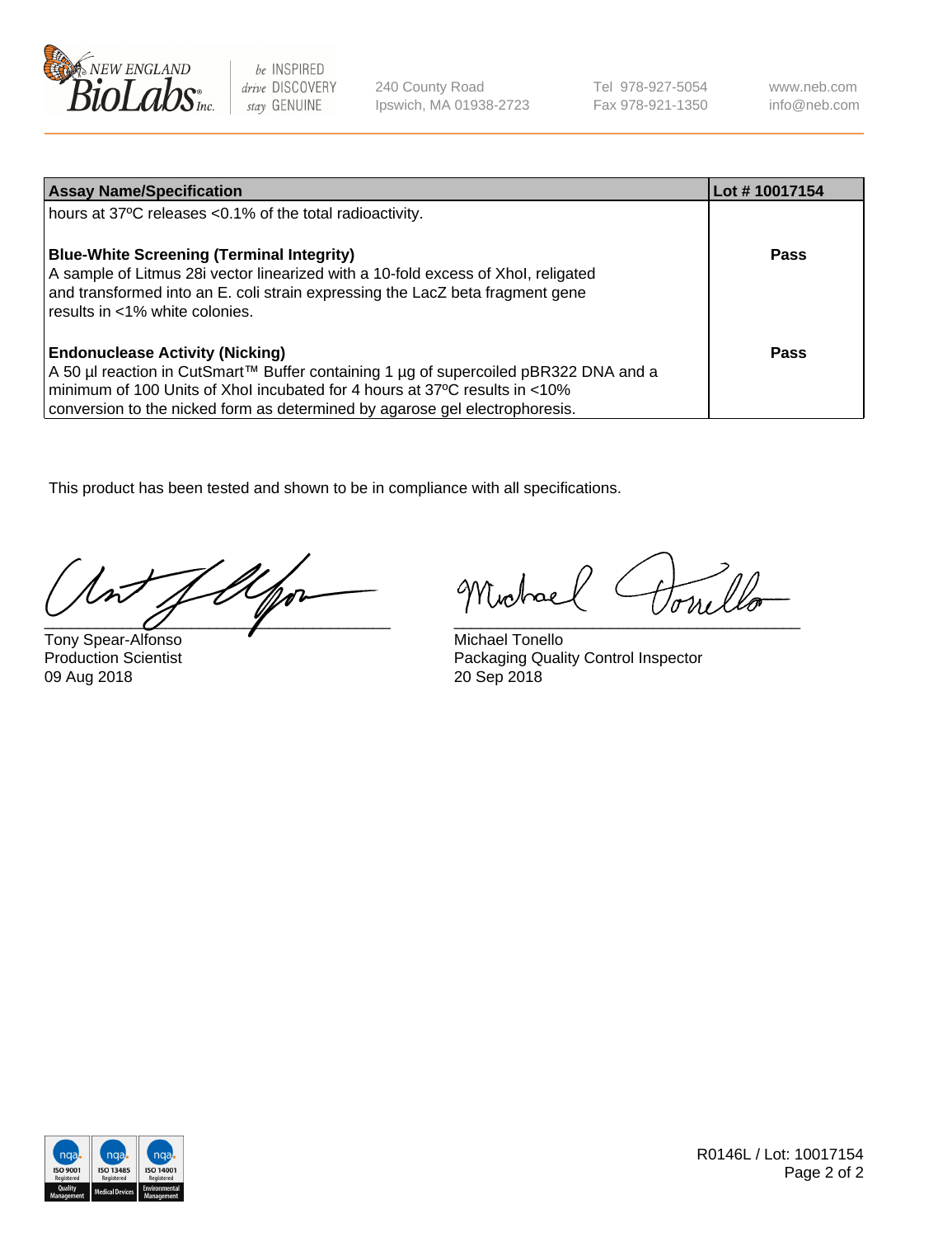| Assay Name/Specification | Lot # 10017154 |
|---|---|
| hours at 37ºC releases <0.1% of the total radioactivity. | |
| **Blue-White Screening (Terminal Integrity)**<br>A sample of Litmus 28i vector linearized with a 10-fold excess of XhoI, religated and transformed into an E. coli strain expressing the LacZ beta fragment gene results in <1% white colonies. | **Pass** |
| **Endonuclease Activity (Nicking)**<br>A 50 µl reaction in CutSmart™ Buffer containing 1 µg of supercoiled pBR322 DNA and a minimum of 100 Units of XhoI incubated for 4 hours at 37ºC results in <10% conversion to the nicked form as determined by agarose gel electrophoresis. | **Pass** |

This product has been tested and shown to be in compliance with all specifications.

Tony Spear-Alfonso
Production Scientist
09 Aug 2018

Michael Tonello
Packaging Quality Control Inspector
20 Sep 2018

R0146L / Lot: 10017154